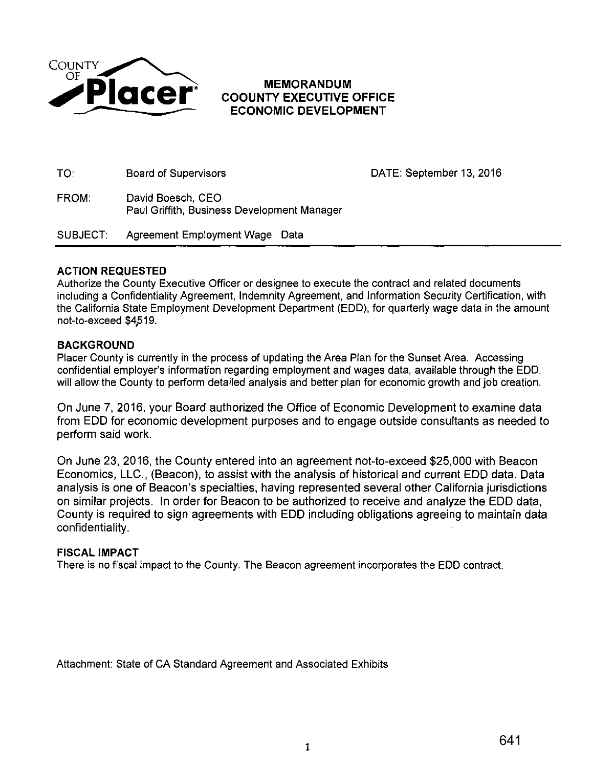COUNTY OF Placer

**MEMORANDUM**
**COOUNTY EXECUTIVE OFFICE**
**ECONOMIC DEVELOPMENT**

TO: Board of Supervisors DATE: September 13, 2016

FROM: David Boesch, CEO
Paul Griffith, Business Development Manager

SUBJECT: Agreement Employment Wage Data

---

**ACTION REQUESTED**

Authorize the County Executive Officer or designee to execute the contract and related documents including a Confidentiality Agreement, Indemnity Agreement, and Information Security Certification, with the California State Employment Development Department (EDD), for quarterly wage data in the amount not-to-exceed $4,519.

**BACKGROUND**

Placer County is currently in the process of updating the Area Plan for the Sunset Area. Accessing confidential employer's information regarding employment and wages data, available through the EDD, will allow the County to perform detailed analysis and better plan for economic growth and job creation.

On June 7, 2016, your Board authorized the Office of Economic Development to examine data from EDD for economic development purposes and to engage outside consultants as needed to perform said work.

On June 23, 2016, the County entered into an agreement not-to-exceed $25,000 with Beacon Economics, LLC., (Beacon), to assist with the analysis of historical and current EDD data. Data analysis is one of Beacon's specialties, having represented several other California jurisdictions on similar projects. In order for Beacon to be authorized to receive and analyze the EDD data, County is required to sign agreements with EDD including obligations agreeing to maintain data confidentiality.

**FISCAL IMPACT**

There is no fiscal impact to the County. The Beacon agreement incorporates the EDD contract.

Attachment: State of CA Standard Agreement and Associated Exhibits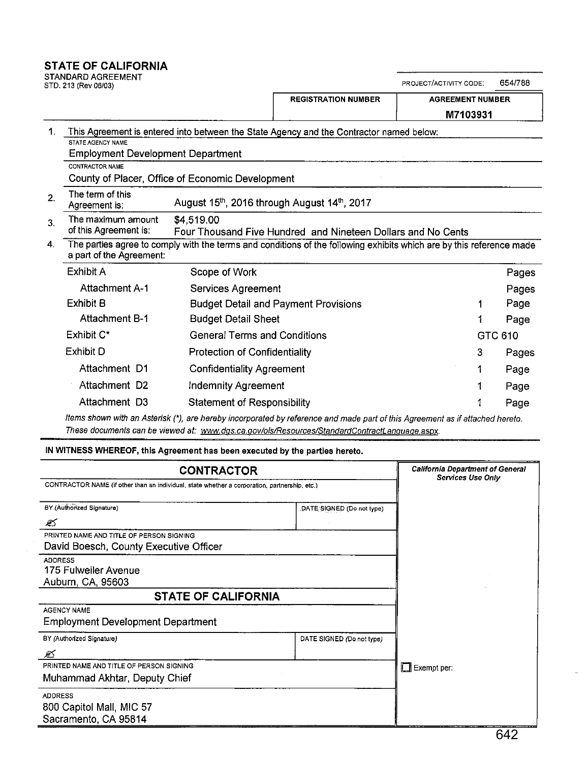# STATE OF CALIFORNIA

STANDARD AGREEMENT
STD. 213 (Rev 06/03)

PROJECT/ACTIVITY CODE: 654/788

| REGISTRATION NUMBER | AGREEMENT NUMBER |
| --- | --- |
| | M7103931 |

1. This Agreement is entered into between the State Agency and the Contractor named below:

   STATE AGENCY NAME
   Employment Development Department

   CONTRACTOR NAME
   County of Placer, Office of Economic Development

2. The term of this Agreement is: August 15th, 2016 through August 14th, 2017

3. The maximum amount of this Agreement is: $4,519.00
   Four Thousand Five Hundred and Nineteen Dollars and No Cents

4. The parties agree to comply with the terms and conditions of the following exhibits which are by this reference made a part of the Agreement:

| | | | |
| --- | --- | --- | --- |
| Exhibit A | Scope of Work | | Pages |
| Attachment A-1 | Services Agreement | | Pages |
| Exhibit B | Budget Detail and Payment Provisions | 1 | Page |
| Attachment B-1 | Budget Detail Sheet | 1 | Page |
| Exhibit C* | General Terms and Conditions | GTC 610 | |
| Exhibit D | Protection of Confidentiality | 3 | Pages |
| Attachment D1 | Confidentiality Agreement | 1 | Page |
| Attachment D2 | Indemnity Agreement | 1 | Page |
| Attachment D3 | Statement of Responsibility | 1 | Page |

*Items shown with an Asterisk (*), are hereby incorporated by reference and made part of this Agreement as if attached hereto. These documents can be viewed at: www.dgs.ca.gov/ols/Resources/StandardContractLanguage.aspx.*

**IN WITNESS WHEREOF, this Agreement has been executed by the parties hereto.**

| CONTRACTOR | | *California Department of General Services Use Only* |
| --- | --- | --- |
| CONTRACTOR NAME (if other than an individual, state whether a corporation, partnership, etc.) | | |
| BY (Authorized Signature) | DATE SIGNED (Do not type) | |
| PRINTED NAME AND TITLE OF PERSON SIGNING<br>David Boesch, County Executive Officer | | |
| ADDRESS<br>175 Fulweiler Avenue<br>Auburn, CA, 95603 | | |
| **STATE OF CALIFORNIA** | | |
| AGENCY NAME<br>Employment Development Department | | |
| BY (Authorized Signature) | DATE SIGNED (Do not type) | |
| PRINTED NAME AND TITLE OF PERSON SIGNING<br>Muhammad Akhtar, Deputy Chief | | ☐ Exempt per: |
| ADDRESS<br>800 Capitol Mall, MIC 57<br>Sacramento, CA 95814 | | |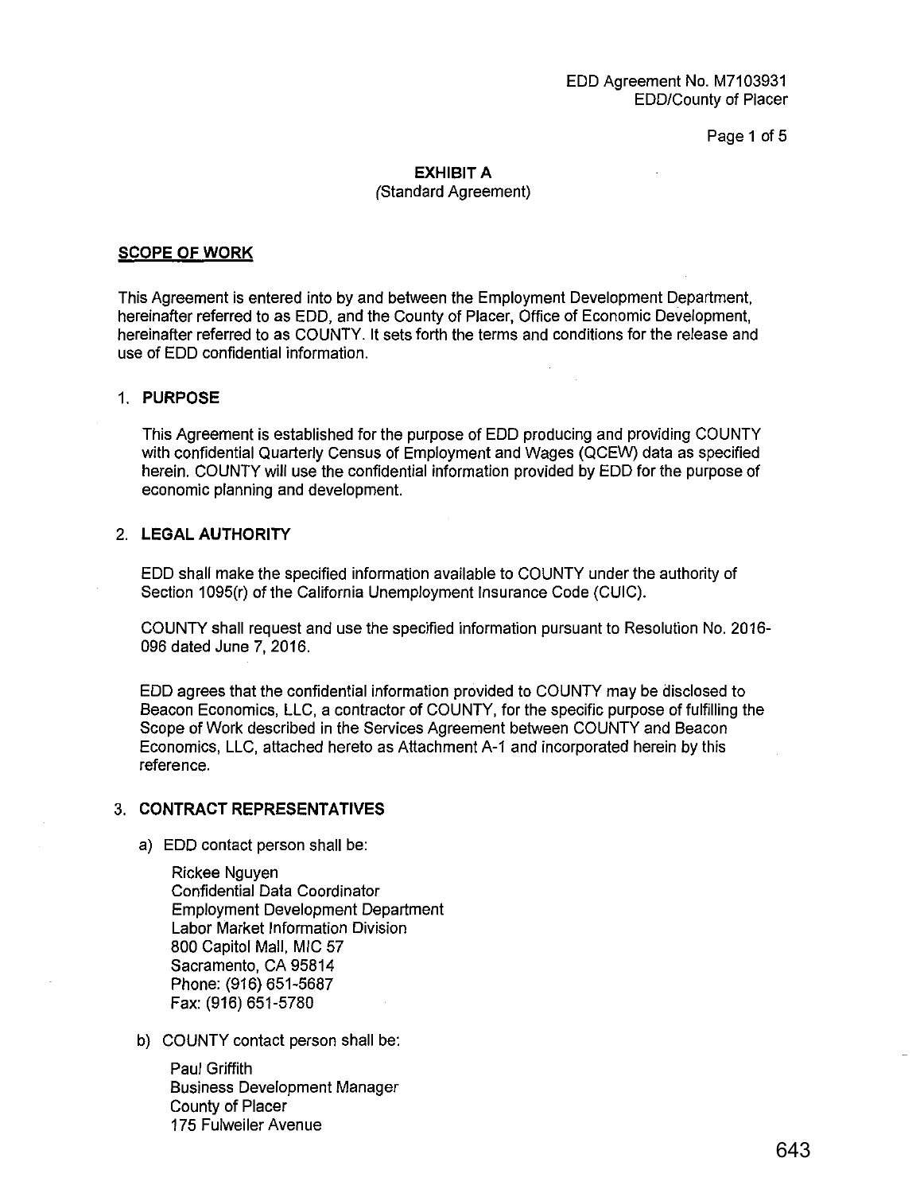EDD Agreement No. M7103931
EDD/County of Placer

## EXHIBIT A
(Standard Agreement)

### SCOPE OF WORK

This Agreement is entered into by and between the Employment Development Department, hereinafter referred to as EDD, and the County of Placer, Office of Economic Development, hereinafter referred to as COUNTY. It sets forth the terms and conditions for the release and use of EDD confidential information.

1. **PURPOSE**

   This Agreement is established for the purpose of EDD producing and providing COUNTY with confidential Quarterly Census of Employment and Wages (QCEW) data as specified herein. COUNTY will use the confidential information provided by EDD for the purpose of economic planning and development.

2. **LEGAL AUTHORITY**

   EDD shall make the specified information available to COUNTY under the authority of Section 1095(r) of the California Unemployment Insurance Code (CUIC).

   COUNTY shall request and use the specified information pursuant to Resolution No. 2016-096 dated June 7, 2016.

   EDD agrees that the confidential information provided to COUNTY may be disclosed to Beacon Economics, LLC, a contractor of COUNTY, for the specific purpose of fulfilling the Scope of Work described in the Services Agreement between COUNTY and Beacon Economics, LLC, attached hereto as Attachment A-1 and incorporated herein by this reference.

3. **CONTRACT REPRESENTATIVES**

   a) EDD contact person shall be:

      Rickee Nguyen
      Confidential Data Coordinator
      Employment Development Department
      Labor Market Information Division
      800 Capitol Mall, MIC 57
      Sacramento, CA 95814
      Phone: (916) 651-5687
      Fax: (916) 651-5780

   b) COUNTY contact person shall be:

      Paul Griffith
      Business Development Manager
      County of Placer
      175 Fulweiler Avenue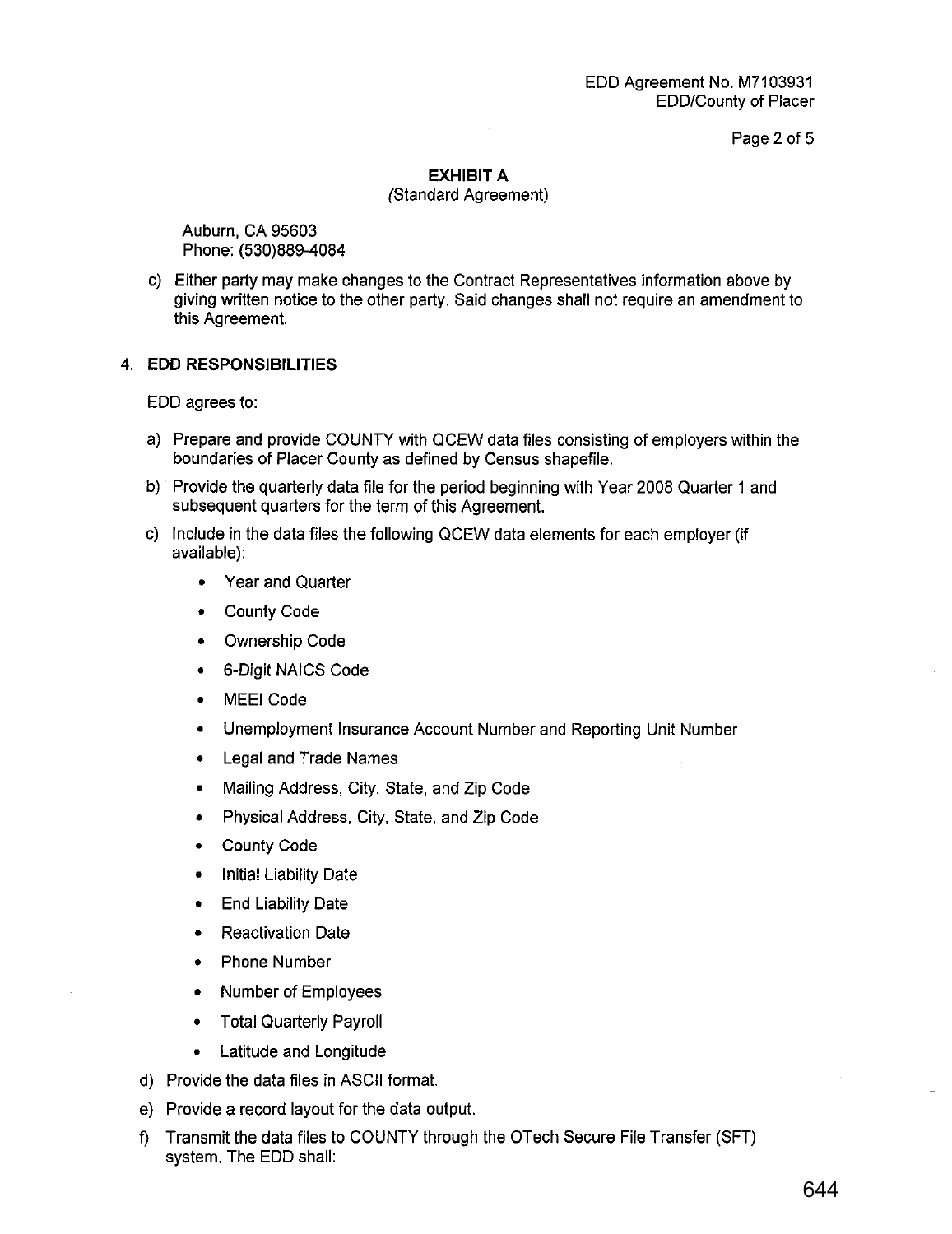## EXHIBIT A

(Standard Agreement)

Auburn, CA 95603
Phone: (530)889-4084

c) Either party may make changes to the Contract Representatives information above by giving written notice to the other party. Said changes shall not require an amendment to this Agreement.

4. **EDD RESPONSIBILITIES**

EDD agrees to:

a) Prepare and provide COUNTY with QCEW data files consisting of employers within the boundaries of Placer County as defined by Census shapefile.

b) Provide the quarterly data file for the period beginning with Year 2008 Quarter 1 and subsequent quarters for the term of this Agreement.

c) Include in the data files the following QCEW data elements for each employer (if available):

- Year and Quarter
- County Code
- Ownership Code
- 6-Digit NAICS Code
- MEEI Code
- Unemployment Insurance Account Number and Reporting Unit Number
- Legal and Trade Names
- Mailing Address, City, State, and Zip Code
- Physical Address, City, State, and Zip Code
- County Code
- Initial Liability Date
- End Liability Date
- Reactivation Date
- Phone Number
- Number of Employees
- Total Quarterly Payroll
- Latitude and Longitude

d) Provide the data files in ASCII format.

e) Provide a record layout for the data output.

f) Transmit the data files to COUNTY through the OTech Secure File Transfer (SFT) system. The EDD shall: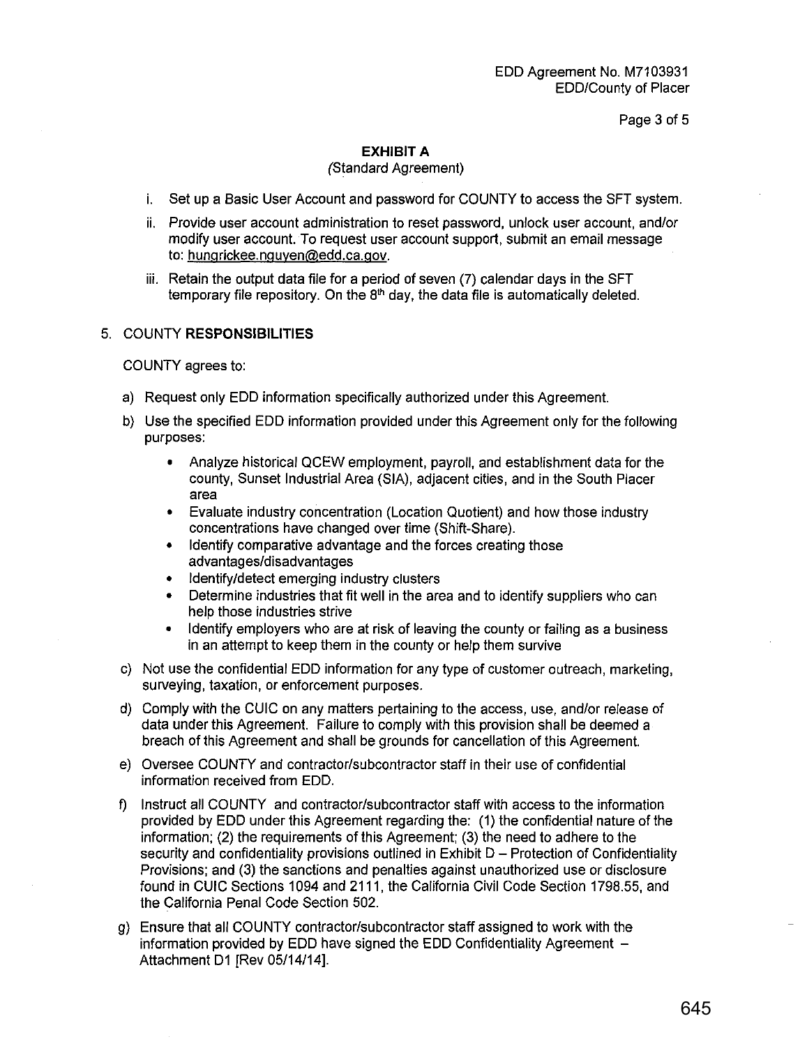## EXHIBIT A

(Standard Agreement)

i. Set up a Basic User Account and password for COUNTY to access the SFT system.

ii. Provide user account administration to reset password, unlock user account, and/or modify user account. To request user account support, submit an email message to: hungrickee.nguyen@edd.ca.gov.

iii. Retain the output data file for a period of seven (7) calendar days in the SFT temporary file repository. On the 8th day, the data file is automatically deleted.

5. COUNTY **RESPONSIBILITIES**

COUNTY agrees to:

a) Request only EDD information specifically authorized under this Agreement.

b) Use the specified EDD information provided under this Agreement only for the following purposes:

- Analyze historical QCEW employment, payroll, and establishment data for the county, Sunset Industrial Area (SIA), adjacent cities, and in the South Placer area
- Evaluate industry concentration (Location Quotient) and how those industry concentrations have changed over time (Shift-Share).
- Identify comparative advantage and the forces creating those advantages/disadvantages
- Identify/detect emerging industry clusters
- Determine industries that fit well in the area and to identify suppliers who can help those industries strive
- Identify employers who are at risk of leaving the county or failing as a business in an attempt to keep them in the county or help them survive

c) Not use the confidential EDD information for any type of customer outreach, marketing, surveying, taxation, or enforcement purposes.

d) Comply with the CUIC on any matters pertaining to the access, use, and/or release of data under this Agreement. Failure to comply with this provision shall be deemed a breach of this Agreement and shall be grounds for cancellation of this Agreement.

e) Oversee COUNTY and contractor/subcontractor staff in their use of confidential information received from EDD.

f) Instruct all COUNTY and contractor/subcontractor staff with access to the information provided by EDD under this Agreement regarding the: (1) the confidential nature of the information; (2) the requirements of this Agreement; (3) the need to adhere to the security and confidentiality provisions outlined in Exhibit D – Protection of Confidentiality Provisions; and (3) the sanctions and penalties against unauthorized use or disclosure found in CUIC Sections 1094 and 2111, the California Civil Code Section 1798.55, and the California Penal Code Section 502.

g) Ensure that all COUNTY contractor/subcontractor staff assigned to work with the information provided by EDD have signed the EDD Confidentiality Agreement – Attachment D1 [Rev 05/14/14].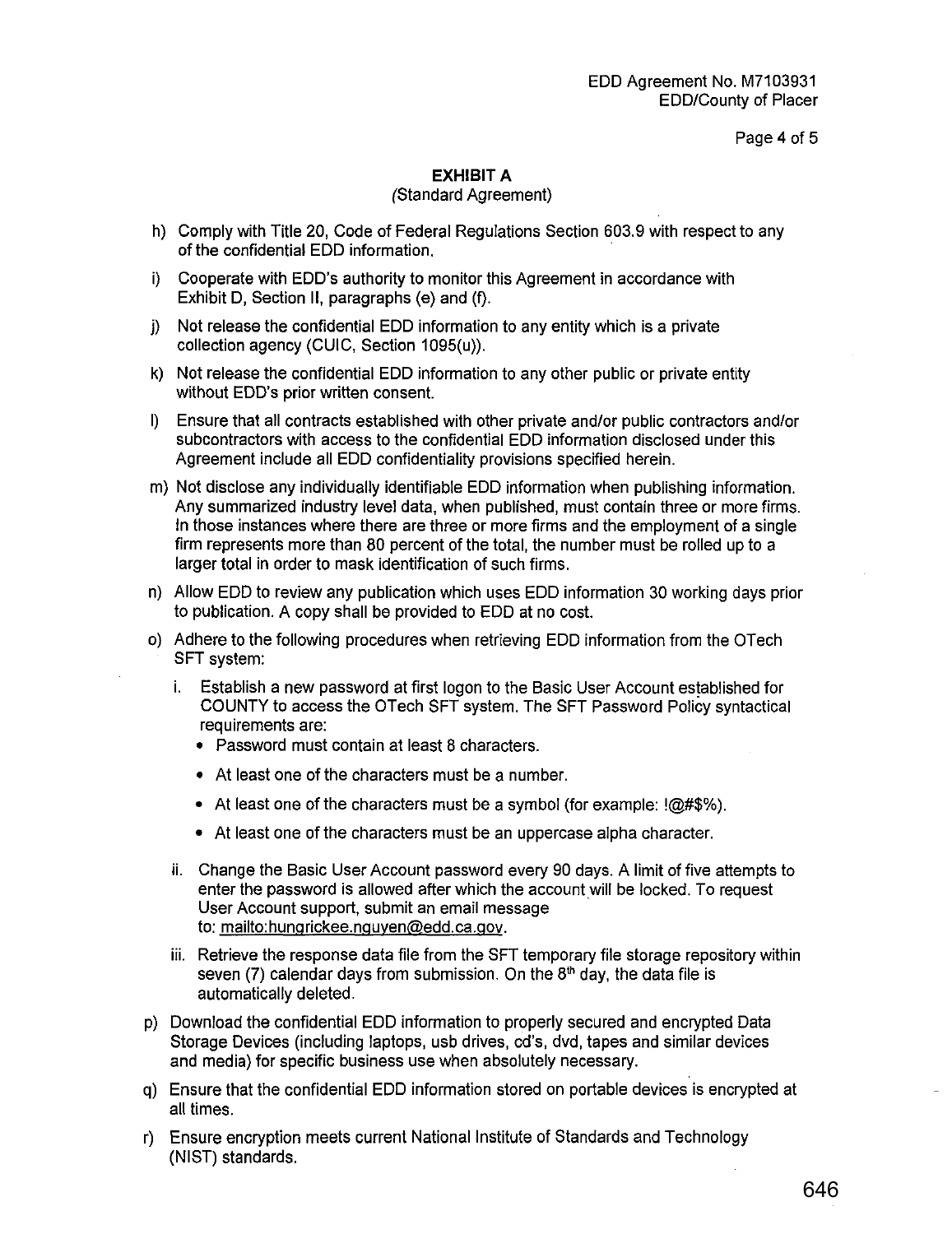## EXHIBIT A

(Standard Agreement)

h) Comply with Title 20, Code of Federal Regulations Section 603.9 with respect to any of the confidential EDD information.

i) Cooperate with EDD's authority to monitor this Agreement in accordance with Exhibit D, Section II, paragraphs (e) and (f).

j) Not release the confidential EDD information to any entity which is a private collection agency (CUIC, Section 1095(u)).

k) Not release the confidential EDD information to any other public or private entity without EDD's prior written consent.

l) Ensure that all contracts established with other private and/or public contractors and/or subcontractors with access to the confidential EDD information disclosed under this Agreement include all EDD confidentiality provisions specified herein.

m) Not disclose any individually identifiable EDD information when publishing information. Any summarized industry level data, when published, must contain three or more firms. In those instances where there are three or more firms and the employment of a single firm represents more than 80 percent of the total, the number must be rolled up to a larger total in order to mask identification of such firms.

n) Allow EDD to review any publication which uses EDD information 30 working days prior to publication. A copy shall be provided to EDD at no cost.

o) Adhere to the following procedures when retrieving EDD information from the OTech SFT system:

   i. Establish a new password at first logon to the Basic User Account established for COUNTY to access the OTech SFT system. The SFT Password Policy syntactical requirements are:
      - Password must contain at least 8 characters.
      - At least one of the characters must be a number.
      - At least one of the characters must be a symbol (for example: !@#$%).
      - At least one of the characters must be an uppercase alpha character.

   ii. Change the Basic User Account password every 90 days. A limit of five attempts to enter the password is allowed after which the account will be locked. To request User Account support, submit an email message to: mailto:hungrickee.nguyen@edd.ca.gov.

   iii. Retrieve the response data file from the SFT temporary file storage repository within seven (7) calendar days from submission. On the 8th day, the data file is automatically deleted.

p) Download the confidential EDD information to properly secured and encrypted Data Storage Devices (including laptops, usb drives, cd's, dvd, tapes and similar devices and media) for specific business use when absolutely necessary.

q) Ensure that the confidential EDD information stored on portable devices is encrypted at all times.

r) Ensure encryption meets current National Institute of Standards and Technology (NIST) standards.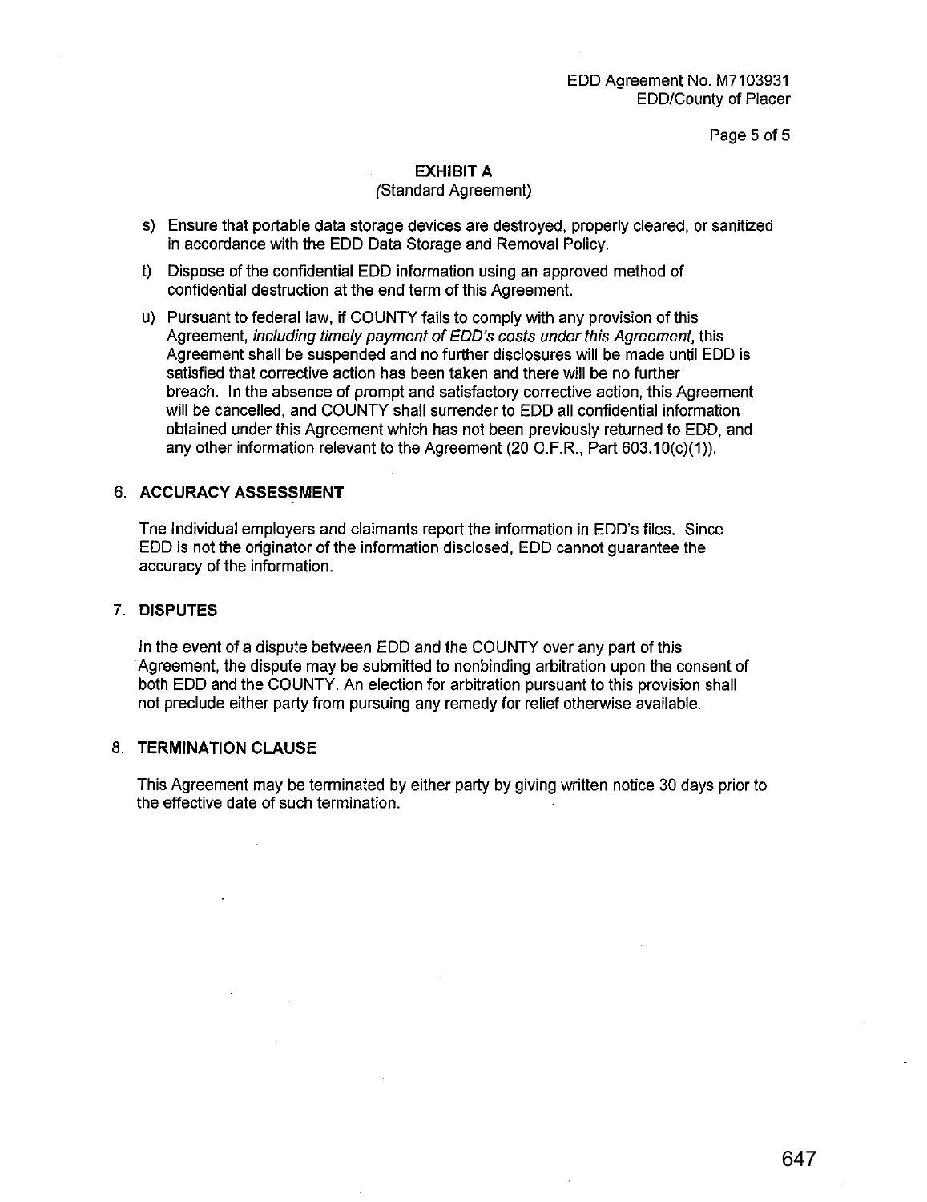**EXHIBIT A**
(Standard Agreement)

s) Ensure that portable data storage devices are destroyed, properly cleared, or sanitized in accordance with the EDD Data Storage and Removal Policy.

t) Dispose of the confidential EDD information using an approved method of confidential destruction at the end term of this Agreement.

u) Pursuant to federal law, if COUNTY fails to comply with any provision of this Agreement, *including timely payment of EDD's costs under this Agreement*, this Agreement shall be suspended and no further disclosures will be made until EDD is satisfied that corrective action has been taken and there will be no further breach. In the absence of prompt and satisfactory corrective action, this Agreement will be cancelled, and COUNTY shall surrender to EDD all confidential information obtained under this Agreement which has not been previously returned to EDD, and any other information relevant to the Agreement (20 C.F.R., Part 603.10(c)(1)).

6. **ACCURACY ASSESSMENT**

The Individual employers and claimants report the information in EDD's files. Since EDD is not the originator of the information disclosed, EDD cannot guarantee the accuracy of the information.

7. **DISPUTES**

In the event of a dispute between EDD and the COUNTY over any part of this Agreement, the dispute may be submitted to nonbinding arbitration upon the consent of both EDD and the COUNTY. An election for arbitration pursuant to this provision shall not preclude either party from pursuing any remedy for relief otherwise available.

8. **TERMINATION CLAUSE**

This Agreement may be terminated by either party by giving written notice 30 days prior to the effective date of such termination.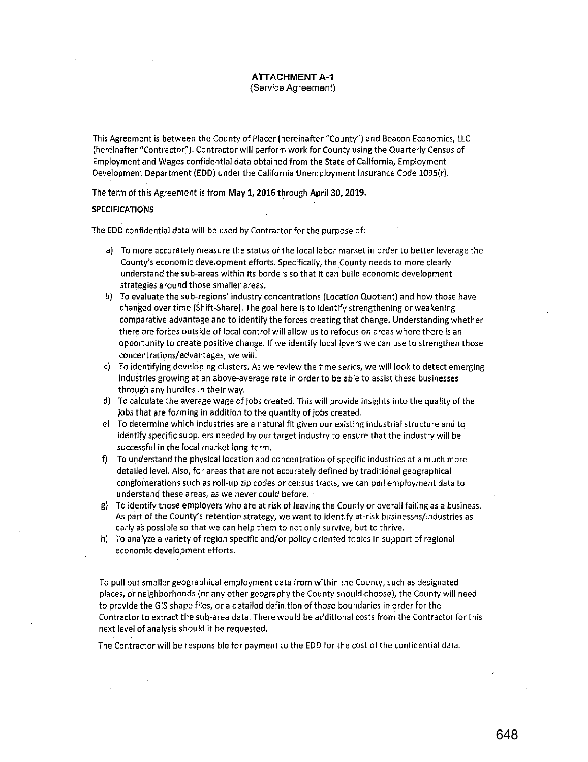**ATTACHMENT A-1**
(Service Agreement)

This Agreement is between the County of Placer (hereinafter "County") and Beacon Economics, LLC (hereinafter "Contractor"). Contractor will perform work for County using the Quarterly Census of Employment and Wages confidential data obtained from the State of California, Employment Development Department (EDD) under the California Unemployment Insurance Code 1095(r).

The term of this Agreement is from **May 1, 2016** through **April 30, 2019.**

**SPECIFICATIONS**

The EDD confidential data will be used by Contractor for the purpose of:

a) To more accurately measure the status of the local labor market in order to better leverage the County's economic development efforts. Specifically, the County needs to more clearly understand the sub-areas within its borders so that it can build economic development strategies around those smaller areas.
b) To evaluate the sub-regions' industry concentrations (Location Quotient) and how those have changed over time (Shift-Share). The goal here is to identify strengthening or weakening comparative advantage and to identify the forces creating that change. Understanding whether there are forces outside of local control will allow us to refocus on areas where there is an opportunity to create positive change. If we identify local levers we can use to strengthen those concentrations/advantages, we will.
c) To identifying developing clusters. As we review the time series, we will look to detect emerging industries growing at an above-average rate in order to be able to assist these businesses through any hurdles in their way.
d) To calculate the average wage of jobs created. This will provide insights into the quality of the jobs that are forming in addition to the quantity of jobs created.
e) To determine which industries are a natural fit given our existing industrial structure and to identify specific suppliers needed by our target industry to ensure that the industry will be successful in the local market long-term.
f) To understand the physical location and concentration of specific industries at a much more detailed level. Also, for areas that are not accurately defined by traditional geographical conglomerations such as roll-up zip codes or census tracts, we can pull employment data to understand these areas, as we never could before.
g) To identify those employers who are at risk of leaving the County or overall failing as a business. As part of the County's retention strategy, we want to identify at-risk businesses/industries as early as possible so that we can help them to not only survive, but to thrive.
h) To analyze a variety of region specific and/or policy oriented topics in support of regional economic development efforts.

To pull out smaller geographical employment data from within the County, such as designated places, or neighborhoods (or any other geography the County should choose), the County will need to provide the GIS shape files, or a detailed definition of those boundaries in order for the Contractor to extract the sub-area data. There would be additional costs from the Contractor for this next level of analysis should it be requested.

The Contractor will be responsible for payment to the EDD for the cost of the confidential data.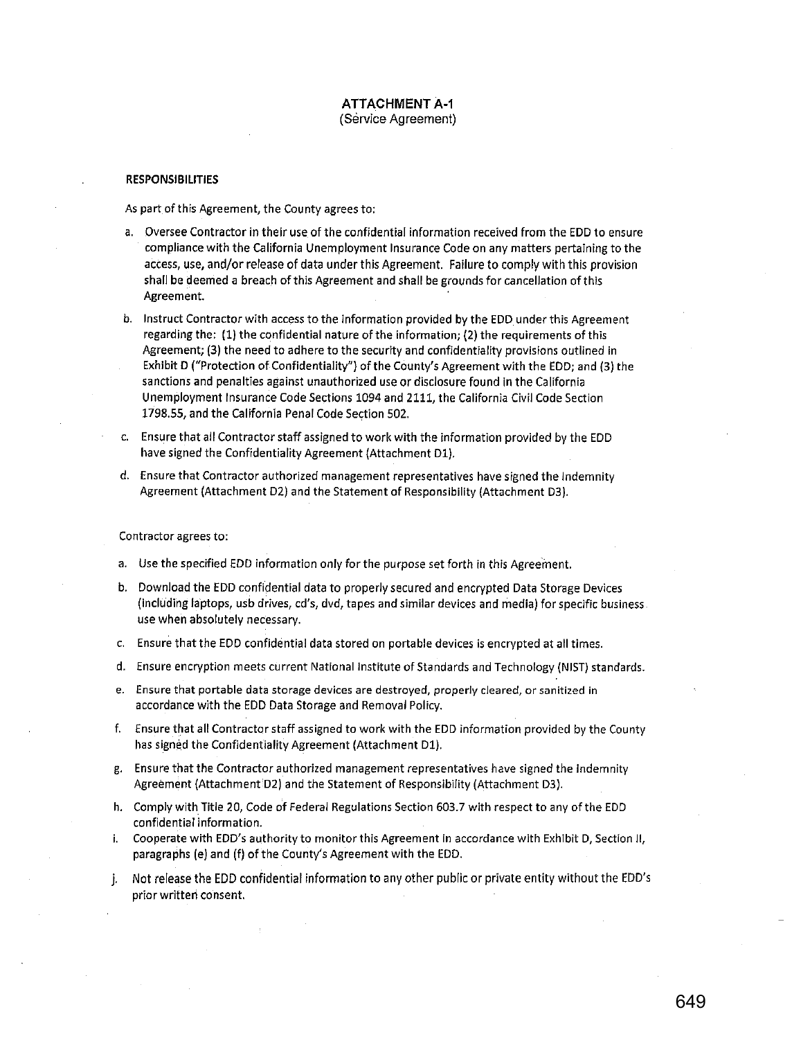# ATTACHMENT A-1
(Service Agreement)

**RESPONSIBILITIES**

As part of this Agreement, the County agrees to:

a. Oversee Contractor in their use of the confidential information received from the EDD to ensure compliance with the California Unemployment Insurance Code on any matters pertaining to the access, use, and/or release of data under this Agreement. Failure to comply with this provision shall be deemed a breach of this Agreement and shall be grounds for cancellation of this Agreement.

b. Instruct Contractor with access to the information provided by the EDD under this Agreement regarding the: (1) the confidential nature of the information; (2) the requirements of this Agreement; (3) the need to adhere to the security and confidentiality provisions outlined in Exhibit D ("Protection of Confidentiality") of the County's Agreement with the EDD; and (3) the sanctions and penalties against unauthorized use or disclosure found in the California Unemployment Insurance Code Sections 1094 and 2111, the California Civil Code Section 1798.55, and the California Penal Code Section 502.

c. Ensure that all Contractor staff assigned to work with the information provided by the EDD have signed the Confidentiality Agreement (Attachment D1).

d. Ensure that Contractor authorized management representatives have signed the Indemnity Agreement (Attachment D2) and the Statement of Responsibility (Attachment D3).

Contractor agrees to:

a. Use the specified EDD information only for the purpose set forth in this Agreement.

b. Download the EDD confidential data to properly secured and encrypted Data Storage Devices (including laptops, usb drives, cd's, dvd, tapes and similar devices and media) for specific business use when absolutely necessary.

c. Ensure that the EDD confidential data stored on portable devices is encrypted at all times.

d. Ensure encryption meets current National Institute of Standards and Technology (NIST) standards.

e. Ensure that portable data storage devices are destroyed, properly cleared, or sanitized in accordance with the EDD Data Storage and Removal Policy.

f. Ensure that all Contractor staff assigned to work with the EDD information provided by the County has signed the Confidentiality Agreement (Attachment D1).

g. Ensure that the Contractor authorized management representatives have signed the Indemnity Agreement (Attachment D2) and the Statement of Responsibility (Attachment D3).

h. Comply with Title 20, Code of Federal Regulations Section 603.7 with respect to any of the EDD confidential information.

i. Cooperate with EDD's authority to monitor this Agreement in accordance with Exhibit D, Section II, paragraphs (e) and (f) of the County's Agreement with the EDD.

j. Not release the EDD confidential information to any other public or private entity without the EDD's prior written consent.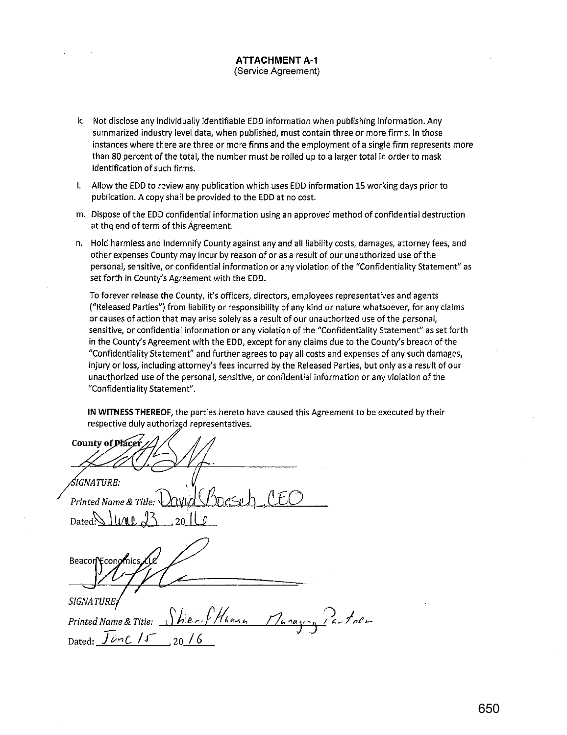**ATTACHMENT A-1**
(Service Agreement)

k. Not disclose any individually identifiable EDD information when publishing information. Any summarized industry level data, when published, must contain three or more firms. In those instances where there are three or more firms and the employment of a single firm represents more than 80 percent of the total, the number must be rolled up to a larger total in order to mask identification of such firms.

l. Allow the EDD to review any publication which uses EDD information 15 working days prior to publication. A copy shall be provided to the EDD at no cost.

m. Dispose of the EDD confidential information using an approved method of confidential destruction at the end of term of this Agreement.

n. Hold harmless and indemnify County against any and all liability costs, damages, attorney fees, and other expenses County may incur by reason of or as a result of our unauthorized use of the personal, sensitive, or confidential information or any violation of the "Confidentiality Statement" as set forth in County's Agreement with the EDD.

To forever release the County, it's officers, directors, employees representatives and agents ("Released Parties") from liability or responsibility of any kind or nature whatsoever, for any claims or causes of action that may arise solely as a result of our unauthorized use of the personal, sensitive, or confidential information or any violation of the "Confidentiality Statement" as set forth in the County's Agreement with the EDD, except for any claims due to the County's breach of the "Confidentiality Statement" and further agrees to pay all costs and expenses of any such damages, injury or loss, including attorney's fees incurred by the Released Parties, but only as a result of our unauthorized use of the personal, sensitive, or confidential information or any violation of the "Confidentiality Statement".

**IN WITNESS THEREOF**, the parties hereto have caused this Agreement to be executed by their respective duly authorized representatives.

**County of Placer**

*SIGNATURE:*

*Printed Name & Title:* David Boesch, CEO

Dated: June 23, 2016

Beacon Economics, LLC

*SIGNATURE:*

*Printed Name & Title:* Sherif Hanna Managing Partner

Dated: June 15, 2016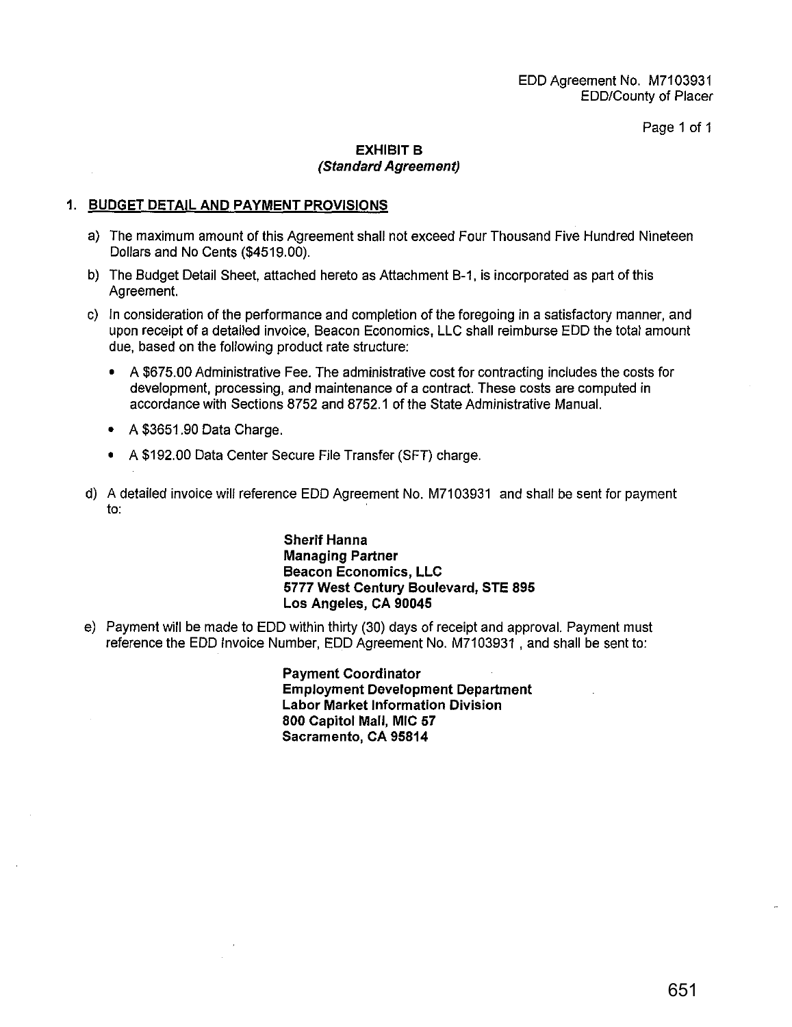EDD Agreement No. M7103931
EDD/County of Placer

## EXHIBIT B
### *(Standard Agreement)*

### 1. BUDGET DETAIL AND PAYMENT PROVISIONS

a) The maximum amount of this Agreement shall not exceed Four Thousand Five Hundred Nineteen Dollars and No Cents ($4519.00).

b) The Budget Detail Sheet, attached hereto as Attachment B-1, is incorporated as part of this Agreement.

c) In consideration of the performance and completion of the foregoing in a satisfactory manner, and upon receipt of a detailed invoice, Beacon Economics, LLC shall reimburse EDD the total amount due, based on the following product rate structure:

- A $675.00 Administrative Fee. The administrative cost for contracting includes the costs for development, processing, and maintenance of a contract. These costs are computed in accordance with Sections 8752 and 8752.1 of the State Administrative Manual.
- A $3651.90 Data Charge.
- A $192.00 Data Center Secure File Transfer (SFT) charge.

d) A detailed invoice will reference EDD Agreement No. M7103931 and shall be sent for payment to:

**Sherif Hanna**
**Managing Partner**
**Beacon Economics, LLC**
**5777 West Century Boulevard, STE 895**
**Los Angeles, CA 90045**

e) Payment will be made to EDD within thirty (30) days of receipt and approval. Payment must reference the EDD Invoice Number, EDD Agreement No. M7103931 , and shall be sent to:

**Payment Coordinator**
**Employment Development Department**
**Labor Market Information Division**
**800 Capitol Mall, MIC 57**
**Sacramento, CA 95814**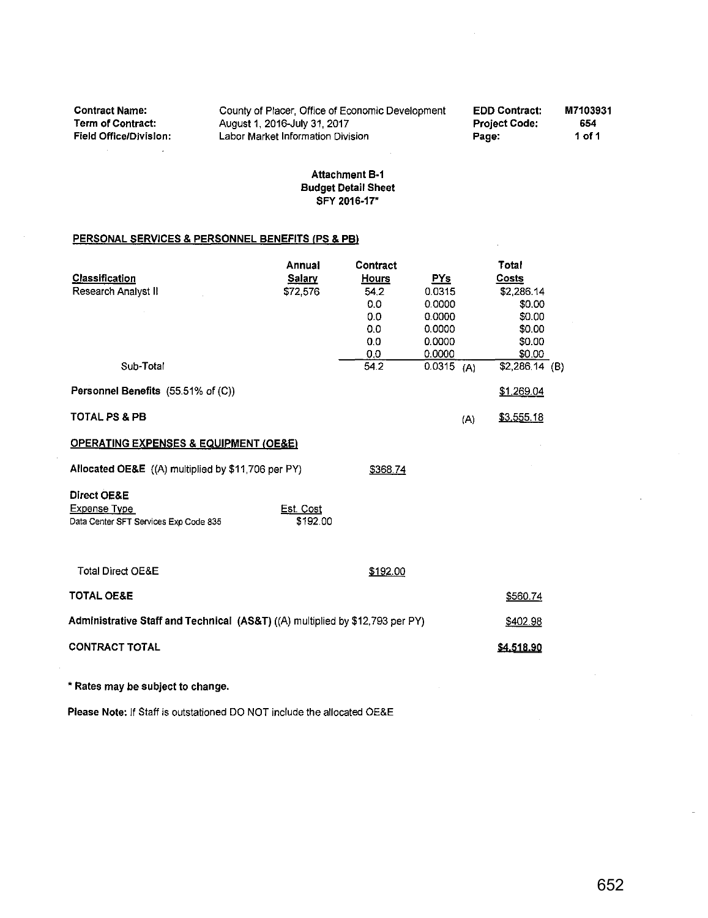| | | | |
|---|---|---|---|
| **Contract Name:** | County of Placer, Office of Economic Development | **EDD Contract:** | **M7103931** |
| **Term of Contract:** | August 1, 2016-July 31, 2017 | **Project Code:** | **654** |
| **Field Office/Division:** | Labor Market Information Division | **Page:** | **1 of 1** |

**Attachment B-1**
**Budget Detail Sheet**
**SFY 2016-17***

## PERSONAL SERVICES & PERSONNEL BENEFITS (PS & PB)

| Classification | Annual Salary | Contract Hours | PYs | | Total Costs | |
|---|---|---|---|---|---|---|
| Research Analyst II | $72,576 | 54.2 | 0.0315 | | $2,286.14 | |
| | | 0.0 | 0.0000 | | $0.00 | |
| | | 0.0 | 0.0000 | | $0.00 | |
| | | 0.0 | 0.0000 | | $0.00 | |
| | | 0.0 | 0.0000 | | $0.00 | |
| | | 0.0 | 0.0000 | | $0.00 | |
| Sub-Total | | 54.2 | 0.0315 | (A) | $2,286.14 | (B) |
| **Personnel Benefits** (55.51% of (C)) | | | | | $1,269.04 | |
| **TOTAL PS & PB** | | | | (A) | $3,555.18 | |

## OPERATING EXPENSES & EQUIPMENT (OE&E)

| | | | |
|---|---|---|---|
| **Allocated OE&E** ((A) multiplied by $11,706 per PY) | | $368.74 | |
| **Direct OE&E** | | | |
| Expense Type | Est. Cost | | |
| Data Center SFT Services Exp Code 835 | $192.00 | | |
| Total Direct OE&E | | $192.00 | |
| **TOTAL OE&E** | | | $560.74 |
| **Administrative Staff and Technical (AS&T)** ((A) multiplied by $12,793 per PY) | | | $402.98 |
| **CONTRACT TOTAL** | | | **$4,518.90** |

**\* Rates may be subject to change.**

**Please Note:** If Staff is outstationed DO NOT include the allocated OE&E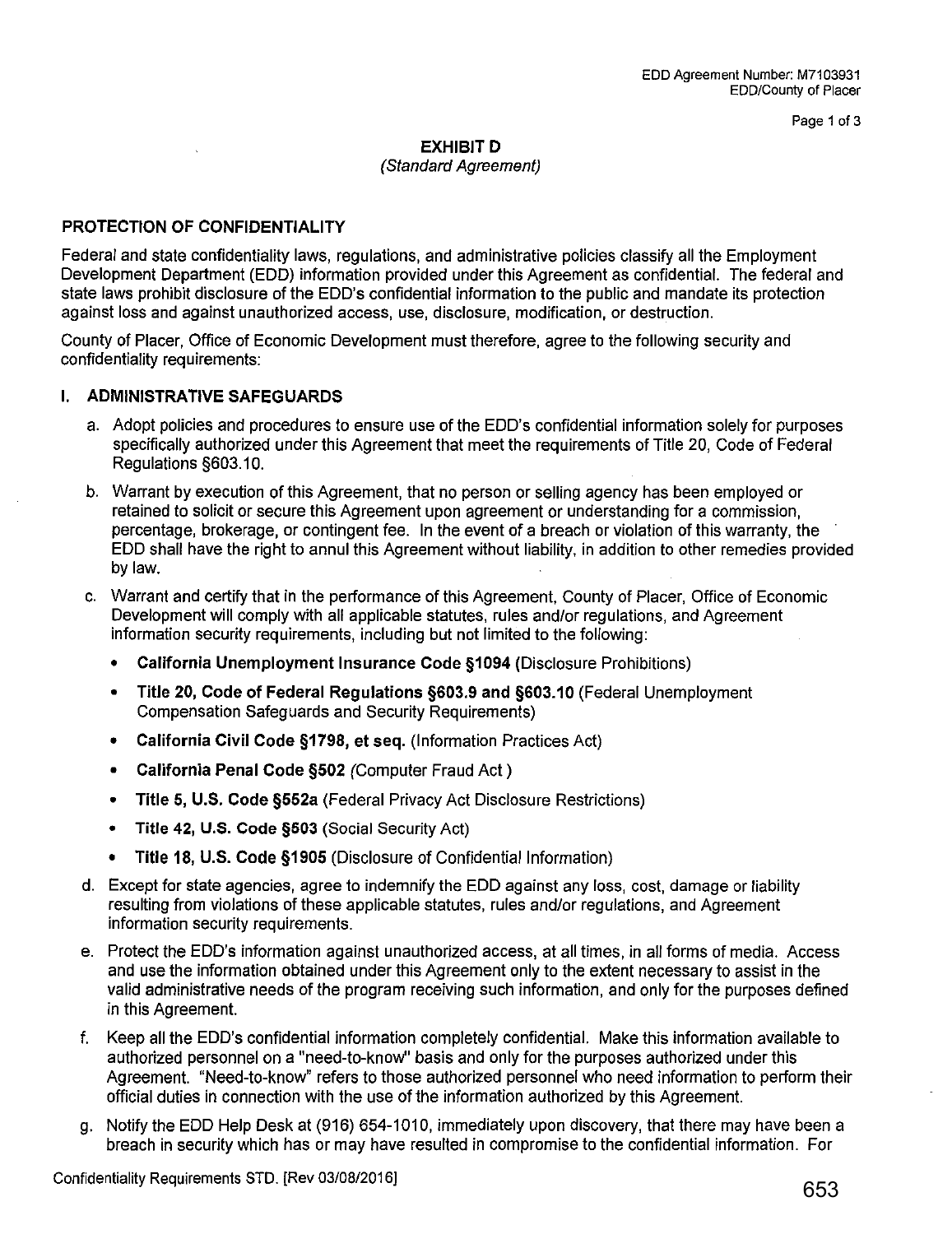EDD Agreement Number: M7103931
EDD/County of Placer

## EXHIBIT D
*(Standard Agreement)*

**PROTECTION OF CONFIDENTIALITY**

Federal and state confidentiality laws, regulations, and administrative policies classify all the Employment Development Department (EDD) information provided under this Agreement as confidential. The federal and state laws prohibit disclosure of the EDD's confidential information to the public and mandate its protection against loss and against unauthorized access, use, disclosure, modification, or destruction.

County of Placer, Office of Economic Development must therefore, agree to the following security and confidentiality requirements:

**I. ADMINISTRATIVE SAFEGUARDS**

a. Adopt policies and procedures to ensure use of the EDD's confidential information solely for purposes specifically authorized under this Agreement that meet the requirements of Title 20, Code of Federal Regulations §603.10.

b. Warrant by execution of this Agreement, that no person or selling agency has been employed or retained to solicit or secure this Agreement upon agreement or understanding for a commission, percentage, brokerage, or contingent fee. In the event of a breach or violation of this warranty, the EDD shall have the right to annul this Agreement without liability, in addition to other remedies provided by law.

c. Warrant and certify that in the performance of this Agreement, County of Placer, Office of Economic Development will comply with all applicable statutes, rules and/or regulations, and Agreement information security requirements, including but not limited to the following:

- **California Unemployment Insurance Code §1094** (Disclosure Prohibitions)
- **Title 20, Code of Federal Regulations §603.9 and §603.10** (Federal Unemployment Compensation Safeguards and Security Requirements)
- **California Civil Code §1798, et seq.** (Information Practices Act)
- **California Penal Code §502** *(Computer Fraud Act )*
- **Title 5, U.S. Code §552a** (Federal Privacy Act Disclosure Restrictions)
- **Title 42, U.S. Code §503** (Social Security Act)
- **Title 18, U.S. Code §1905** (Disclosure of Confidential Information)

d. Except for state agencies, agree to indemnify the EDD against any loss, cost, damage or liability resulting from violations of these applicable statutes, rules and/or regulations, and Agreement information security requirements.

e. Protect the EDD's information against unauthorized access, at all times, in all forms of media. Access and use the information obtained under this Agreement only to the extent necessary to assist in the valid administrative needs of the program receiving such information, and only for the purposes defined in this Agreement.

f. Keep all the EDD's confidential information completely confidential. Make this information available to authorized personnel on a "need-to-know" basis and only for the purposes authorized under this Agreement. "Need-to-know" refers to those authorized personnel who need information to perform their official duties in connection with the use of the information authorized by this Agreement.

g. Notify the EDD Help Desk at (916) 654-1010, immediately upon discovery, that there may have been a breach in security which has or may have resulted in compromise to the confidential information. For

Confidentiality Requirements STD. [Rev 03/08/2016]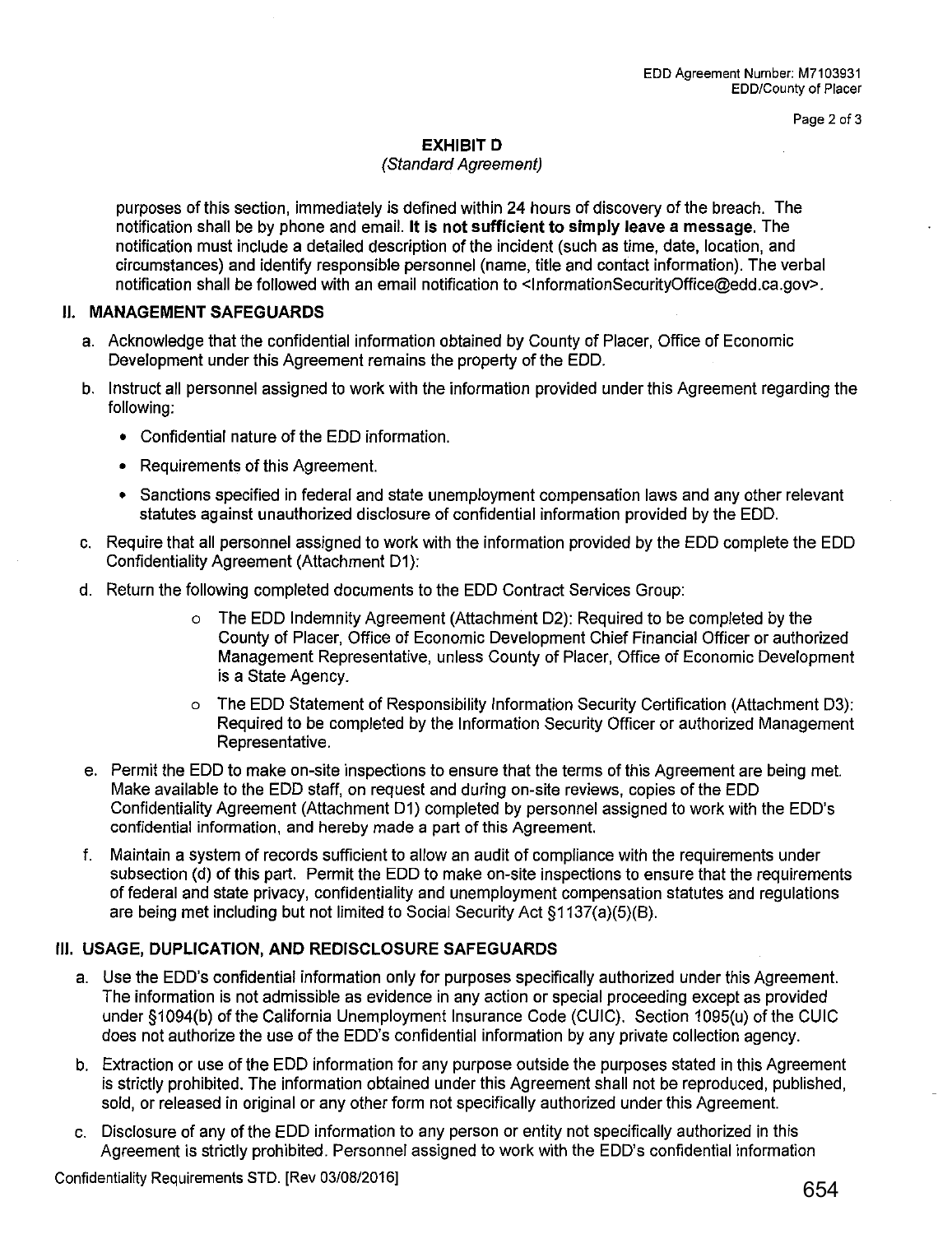## EXHIBIT D

*(Standard Agreement)*

purposes of this section, immediately is defined within 24 hours of discovery of the breach. The notification shall be by phone and email. **It is not sufficient to simply leave a message.** The notification must include a detailed description of the incident (such as time, date, location, and circumstances) and identify responsible personnel (name, title and contact information). The verbal notification shall be followed with an email notification to <InformationSecurityOffice@edd.ca.gov>.

### II. MANAGEMENT SAFEGUARDS

a. Acknowledge that the confidential information obtained by County of Placer, Office of Economic Development under this Agreement remains the property of the EDD.

b. Instruct all personnel assigned to work with the information provided under this Agreement regarding the following:
   - Confidential nature of the EDD information.
   - Requirements of this Agreement.
   - Sanctions specified in federal and state unemployment compensation laws and any other relevant statutes against unauthorized disclosure of confidential information provided by the EDD.

c. Require that all personnel assigned to work with the information provided by the EDD complete the EDD Confidentiality Agreement (Attachment D1):

d. Return the following completed documents to the EDD Contract Services Group:
   - The EDD Indemnity Agreement (Attachment D2): Required to be completed by the County of Placer, Office of Economic Development Chief Financial Officer or authorized Management Representative, unless County of Placer, Office of Economic Development is a State Agency.
   - The EDD Statement of Responsibility Information Security Certification (Attachment D3): Required to be completed by the Information Security Officer or authorized Management Representative.

e. Permit the EDD to make on-site inspections to ensure that the terms of this Agreement are being met. Make available to the EDD staff, on request and during on-site reviews, copies of the EDD Confidentiality Agreement (Attachment D1) completed by personnel assigned to work with the EDD's confidential information, and hereby made a part of this Agreement.

f. Maintain a system of records sufficient to allow an audit of compliance with the requirements under subsection (d) of this part. Permit the EDD to make on-site inspections to ensure that the requirements of federal and state privacy, confidentiality and unemployment compensation statutes and regulations are being met including but not limited to Social Security Act §1137(a)(5)(B).

### III. USAGE, DUPLICATION, AND REDISCLOSURE SAFEGUARDS

a. Use the EDD's confidential information only for purposes specifically authorized under this Agreement. The information is not admissible as evidence in any action or special proceeding except as provided under §1094(b) of the California Unemployment Insurance Code (CUIC). Section 1095(u) of the CUIC does not authorize the use of the EDD's confidential information by any private collection agency.

b. Extraction or use of the EDD information for any purpose outside the purposes stated in this Agreement is strictly prohibited. The information obtained under this Agreement shall not be reproduced, published, sold, or released in original or any other form not specifically authorized under this Agreement.

c. Disclosure of any of the EDD information to any person or entity not specifically authorized in this Agreement is strictly prohibited. Personnel assigned to work with the EDD's confidential information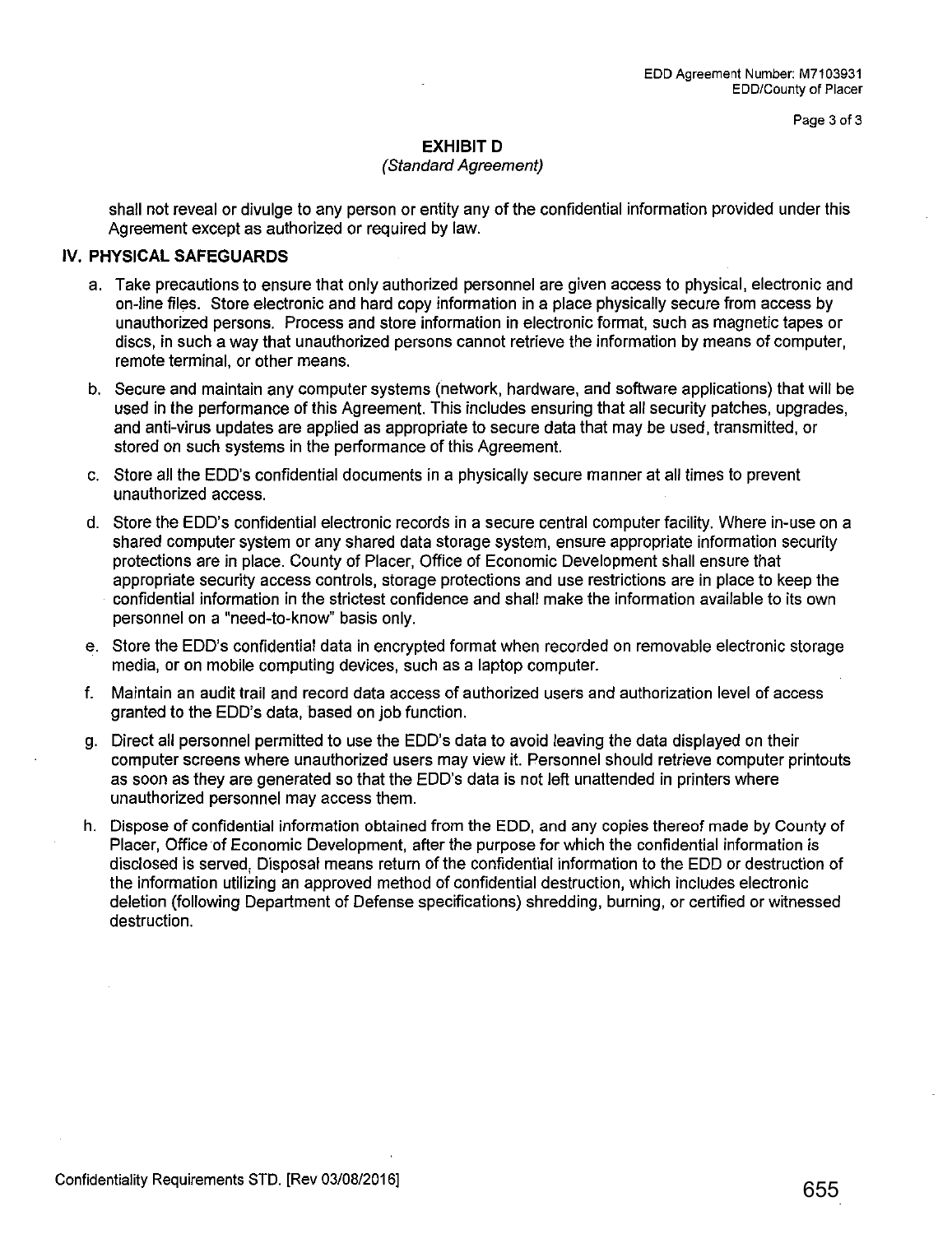## EXHIBIT D

*(Standard Agreement)*

shall not reveal or divulge to any person or entity any of the confidential information provided under this Agreement except as authorized or required by law.

### IV. PHYSICAL SAFEGUARDS

a. Take precautions to ensure that only authorized personnel are given access to physical, electronic and on-line files. Store electronic and hard copy information in a place physically secure from access by unauthorized persons. Process and store information in electronic format, such as magnetic tapes or discs, in such a way that unauthorized persons cannot retrieve the information by means of computer, remote terminal, or other means.

b. Secure and maintain any computer systems (network, hardware, and software applications) that will be used in the performance of this Agreement. This includes ensuring that all security patches, upgrades, and anti-virus updates are applied as appropriate to secure data that may be used, transmitted, or stored on such systems in the performance of this Agreement.

c. Store all the EDD's confidential documents in a physically secure manner at all times to prevent unauthorized access.

d. Store the EDD's confidential electronic records in a secure central computer facility. Where in-use on a shared computer system or any shared data storage system, ensure appropriate information security protections are in place. County of Placer, Office of Economic Development shall ensure that appropriate security access controls, storage protections and use restrictions are in place to keep the confidential information in the strictest confidence and shall make the information available to its own personnel on a "need-to-know" basis only.

e. Store the EDD's confidential data in encrypted format when recorded on removable electronic storage media, or on mobile computing devices, such as a laptop computer.

f. Maintain an audit trail and record data access of authorized users and authorization level of access granted to the EDD's data, based on job function.

g. Direct all personnel permitted to use the EDD's data to avoid leaving the data displayed on their computer screens where unauthorized users may view it. Personnel should retrieve computer printouts as soon as they are generated so that the EDD's data is not left unattended in printers where unauthorized personnel may access them.

h. Dispose of confidential information obtained from the EDD, and any copies thereof made by County of Placer, Office of Economic Development, after the purpose for which the confidential information is disclosed is served, Disposal means return of the confidential information to the EDD or destruction of the information utilizing an approved method of confidential destruction, which includes electronic deletion (following Department of Defense specifications) shredding, burning, or certified or witnessed destruction.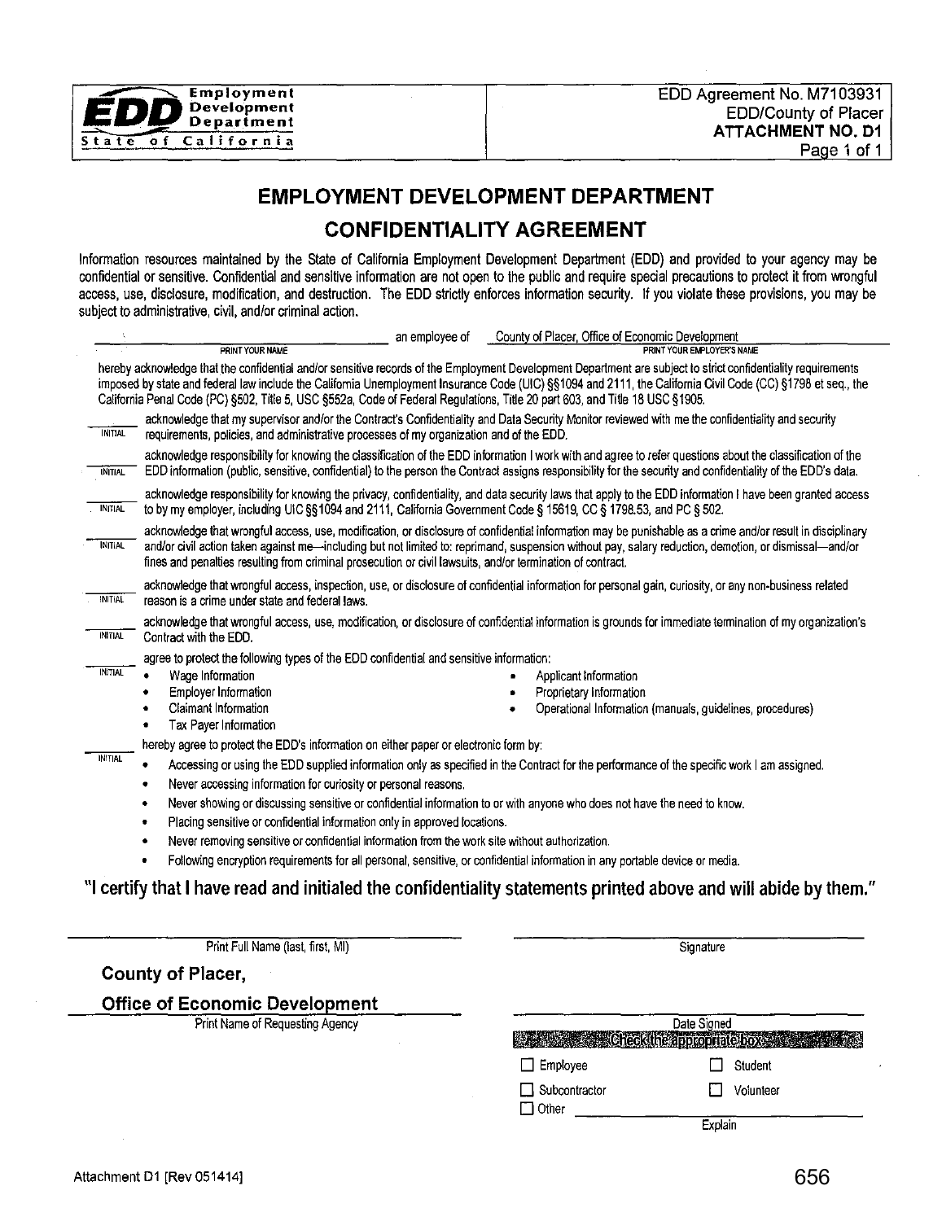Employment Development Department
State of California

EDD Agreement No. M7103931
EDD/County of Placer
**ATTACHMENT NO. D1**

# EMPLOYMENT DEVELOPMENT DEPARTMENT

## CONFIDENTIALITY AGREEMENT

Information resources maintained by the State of California Employment Development Department (EDD) and provided to your agency may be confidential or sensitive. Confidential and sensitive information are not open to the public and require special precautions to protect it from wrongful access, use, disclosure, modification, and destruction. The EDD strictly enforces information security. If you violate these provisions, you may be subject to administrative, civil, and/or criminal action.

_______________________ an employee of County of Placer, Office of Economic Development
PRINT YOUR NAME — PRINT YOUR EMPLOYER'S NAME

hereby acknowledge that the confidential and/or sensitive records of the Employment Development Department are subject to strict confidentiality requirements imposed by state and federal law include the California Unemployment Insurance Code (UIC) §§1094 and 2111, the California Civil Code (CC) §1798 et seq., the California Penal Code (PC) §502, Title 5, USC §552a, Code of Federal Regulations, Title 20 part 603, and Title 18 USC §1905.

_____ INITIAL acknowledge that my supervisor and/or the Contract's Confidentiality and Data Security Monitor reviewed with me the confidentiality and security requirements, policies, and administrative processes of my organization and of the EDD.

_____ INITIAL acknowledge responsibility for knowing the classification of the EDD information I work with and agree to refer questions about the classification of the EDD information (public, sensitive, confidential) to the person the Contract assigns responsibility for the security and confidentiality of the EDD's data.

_____ INITIAL acknowledge responsibility for knowing the privacy, confidentiality, and data security laws that apply to the EDD information I have been granted access to by my employer, including UIC §§1094 and 2111, California Government Code § 15619, CC § 1798.53, and PC § 502.

_____ INITIAL acknowledge that wrongful access, use, modification, or disclosure of confidential information may be punishable as a crime and/or result in disciplinary and/or civil action taken against me—including but not limited to: reprimand, suspension without pay, salary reduction, demotion, or dismissal—and/or fines and penalties resulting from criminal prosecution or civil lawsuits, and/or termination of contract.

_____ INITIAL acknowledge that wrongful access, inspection, use, or disclosure of confidential information for personal gain, curiosity, or any non-business related reason is a crime under state and federal laws.

_____ INITIAL acknowledge that wrongful access, use, modification, or disclosure of confidential information is grounds for immediate termination of my organization's Contract with the EDD.

_____ INITIAL agree to protect the following types of the EDD confidential and sensitive information:

- Wage Information
- Employer Information
- Claimant Information
- Tax Payer Information
- Applicant Information
- Proprietary Information
- Operational Information (manuals, guidelines, procedures)

_____ INITIAL hereby agree to protect the EDD's information on either paper or electronic form by:

- Accessing or using the EDD supplied information only as specified in the Contract for the performance of the specific work I am assigned.
- Never accessing information for curiosity or personal reasons.
- Never showing or discussing sensitive or confidential information to or with anyone who does not have the need to know.
- Placing sensitive or confidential information only in approved locations.
- Never removing sensitive or confidential information from the work site without authorization.
- Following encryption requirements for all personal, sensitive, or confidential information in any portable device or media.

**"I certify that I have read and initialed the confidentiality statements printed above and will abide by them."**

_______________________ Print Full Name (last, first, MI)

_______________________ Signature

**County of Placer,**
**Office of Economic Development**
Print Name of Requesting Agency

_______________________ Date Signed

Check the appropriate box

- ☐ Employee
- ☐ Student
- ☐ Subcontractor
- ☐ Volunteer
- ☐ Other _______________________ Explain

Attachment D1 [Rev 051414]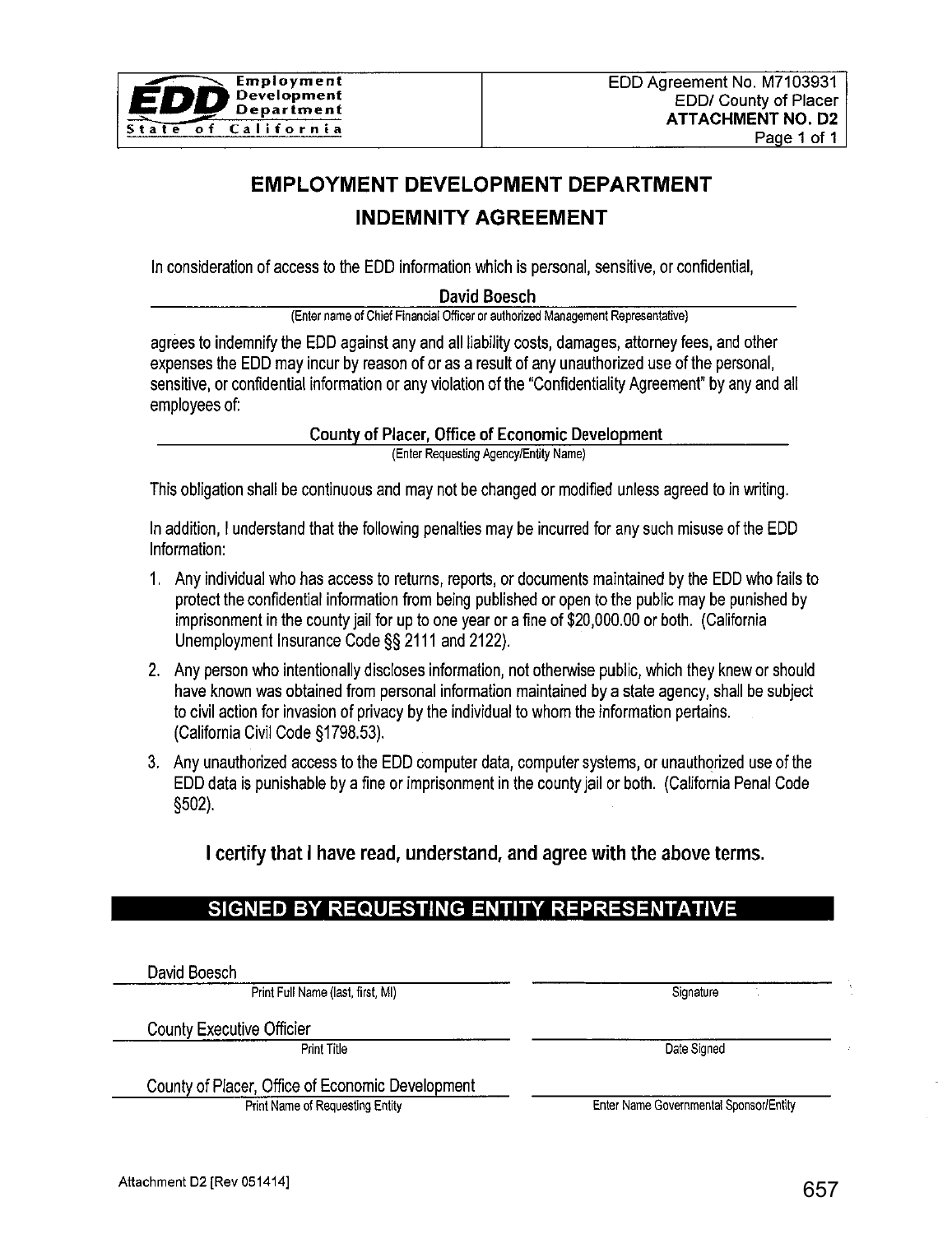EDD Agreement No. M7103931
EDD/ County of Placer
**ATTACHMENT NO. D2**

# EMPLOYMENT DEVELOPMENT DEPARTMENT
## INDEMNITY AGREEMENT

In consideration of access to the EDD information which is personal, sensitive, or confidential,

David Boesch
(Enter name of Chief Financial Officer or authorized Management Representative)

agrees to indemnify the EDD against any and all liability costs, damages, attorney fees, and other expenses the EDD may incur by reason of or as a result of any unauthorized use of the personal, sensitive, or confidential information or any violation of the "Confidentiality Agreement" by any and all employees of:

County of Placer, Office of Economic Development
(Enter Requesting Agency/Entity Name)

This obligation shall be continuous and may not be changed or modified unless agreed to in writing.

In addition, I understand that the following penalties may be incurred for any such misuse of the EDD Information:

1. Any individual who has access to returns, reports, or documents maintained by the EDD who fails to protect the confidential information from being published or open to the public may be punished by imprisonment in the county jail for up to one year or a fine of $20,000.00 or both. (California Unemployment Insurance Code §§ 2111 and 2122).
2. Any person who intentionally discloses information, not otherwise public, which they knew or should have known was obtained from personal information maintained by a state agency, shall be subject to civil action for invasion of privacy by the individual to whom the information pertains. (California Civil Code §1798.53).
3. Any unauthorized access to the EDD computer data, computer systems, or unauthorized use of the EDD data is punishable by a fine or imprisonment in the county jail or both. (California Penal Code §502).

**I certify that I have read, understand, and agree with the above terms.**

## SIGNED BY REQUESTING ENTITY REPRESENTATIVE

| | |
|---|---|
| David Boesch | |
| Print Full Name (last, first, MI) | Signature |
| County Executive Officier | |
| Print Title | Date Signed |
| County of Placer, Office of Economic Development | |
| Print Name of Requesting Entity | Enter Name Governmental Sponsor/Entity |

Attachment D2 [Rev 051414]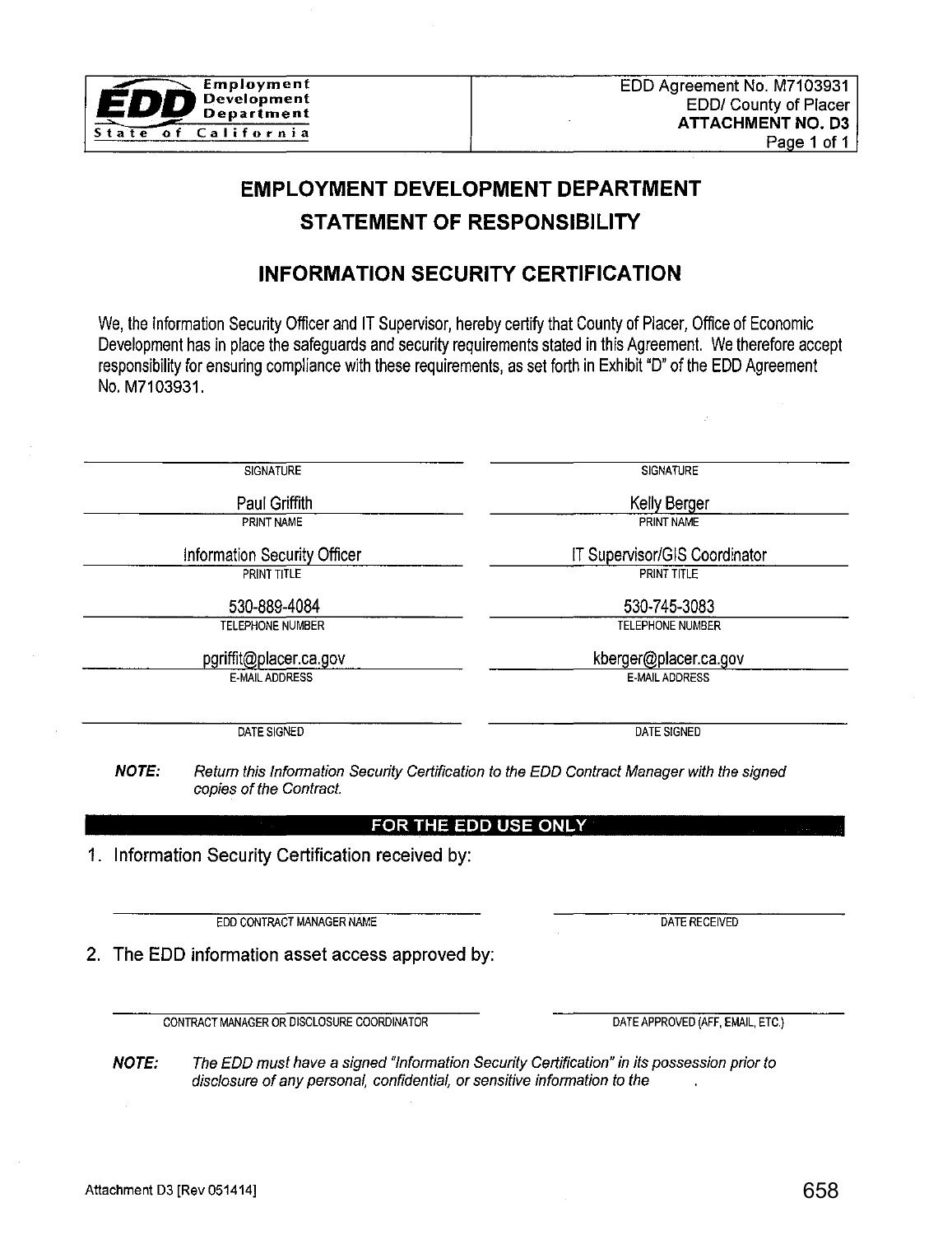Employment Development Department
State of California

EDD Agreement No. M7103931
EDD/ County of Placer
**ATTACHMENT NO. D3**
Page 1 of 1

## EMPLOYMENT DEVELOPMENT DEPARTMENT
## STATEMENT OF RESPONSIBILITY

## INFORMATION SECURITY CERTIFICATION

We, the Information Security Officer and IT Supervisor, hereby certify that County of Placer, Office of Economic Development has in place the safeguards and security requirements stated in this Agreement. We therefore accept responsibility for ensuring compliance with these requirements, as set forth in Exhibit "D" of the EDD Agreement No. M7103931.

| | |
|---|---|
| SIGNATURE | SIGNATURE |
| Paul Griffith | Kelly Berger |
| PRINT NAME | PRINT NAME |
| Information Security Officer | IT Supervisor/GIS Coordinator |
| PRINT TITLE | PRINT TITLE |
| 530-889-4084 | 530-745-3083 |
| TELEPHONE NUMBER | TELEPHONE NUMBER |
| pgriffit@placer.ca.gov | kberger@placer.ca.gov |
| E-MAIL ADDRESS | E-MAIL ADDRESS |
| DATE SIGNED | DATE SIGNED |

**NOTE:** *Return this Information Security Certification to the EDD Contract Manager with the signed copies of the Contract.*

**FOR THE EDD USE ONLY**

1. Information Security Certification received by:

EDD CONTRACT MANAGER NAME — DATE RECEIVED

2. The EDD information asset access approved by:

CONTRACT MANAGER OR DISCLOSURE COORDINATOR — DATE APPROVED (AFF, EMAIL, ETC.)

**NOTE:** *The EDD must have a signed "Information Security Certification" in its possession prior to disclosure of any personal, confidential, or sensitive information to the .*

Attachment D3 [Rev 051414]